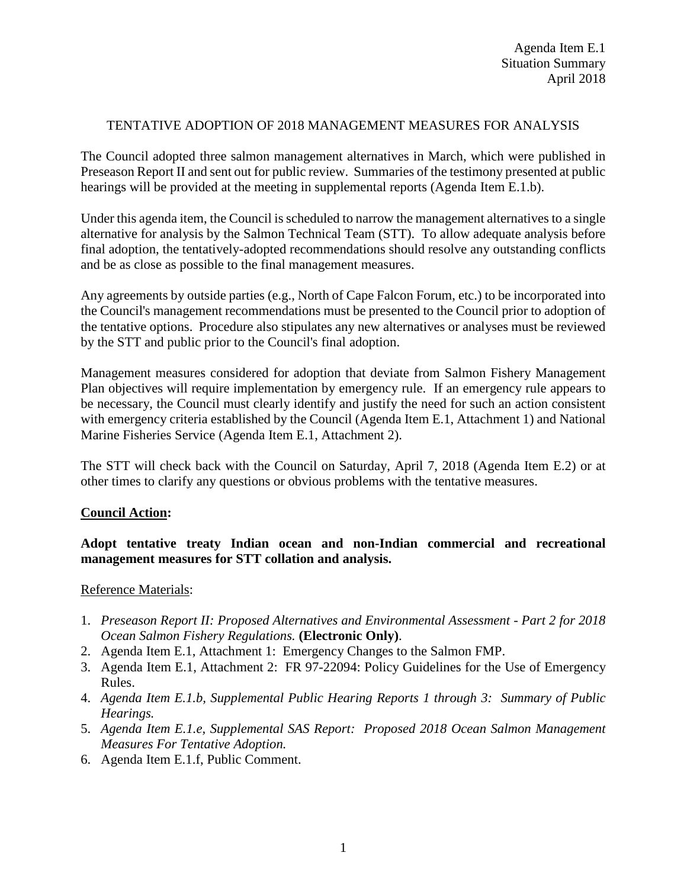Agenda Item E.1
Situation Summary
April 2018

# TENTATIVE ADOPTION OF 2018 MANAGEMENT MEASURES FOR ANALYSIS

The Council adopted three salmon management alternatives in March, which were published in Preseason Report II and sent out for public review. Summaries of the testimony presented at public hearings will be provided at the meeting in supplemental reports (Agenda Item E.1.b).

Under this agenda item, the Council is scheduled to narrow the management alternatives to a single alternative for analysis by the Salmon Technical Team (STT). To allow adequate analysis before final adoption, the tentatively-adopted recommendations should resolve any outstanding conflicts and be as close as possible to the final management measures.

Any agreements by outside parties (e.g., North of Cape Falcon Forum, etc.) to be incorporated into the Council's management recommendations must be presented to the Council prior to adoption of the tentative options. Procedure also stipulates any new alternatives or analyses must be reviewed by the STT and public prior to the Council's final adoption.

Management measures considered for adoption that deviate from Salmon Fishery Management Plan objectives will require implementation by emergency rule. If an emergency rule appears to be necessary, the Council must clearly identify and justify the need for such an action consistent with emergency criteria established by the Council (Agenda Item E.1, Attachment 1) and National Marine Fisheries Service (Agenda Item E.1, Attachment 2).

The STT will check back with the Council on Saturday, April 7, 2018 (Agenda Item E.2) or at other times to clarify any questions or obvious problems with the tentative measures.

**Council Action:**

**Adopt tentative treaty Indian ocean and non-Indian commercial and recreational management measures for STT collation and analysis.**

Reference Materials:

1. *Preseason Report II: Proposed Alternatives and Environmental Assessment - Part 2 for 2018 Ocean Salmon Fishery Regulations.* **(Electronic Only)**.
2. Agenda Item E.1, Attachment 1: Emergency Changes to the Salmon FMP.
3. Agenda Item E.1, Attachment 2: FR 97-22094: Policy Guidelines for the Use of Emergency Rules.
4. *Agenda Item E.1.b, Supplemental Public Hearing Reports 1 through 3: Summary of Public Hearings.*
5. *Agenda Item E.1.e, Supplemental SAS Report: Proposed 2018 Ocean Salmon Management Measures For Tentative Adoption.*
6. Agenda Item E.1.f, Public Comment.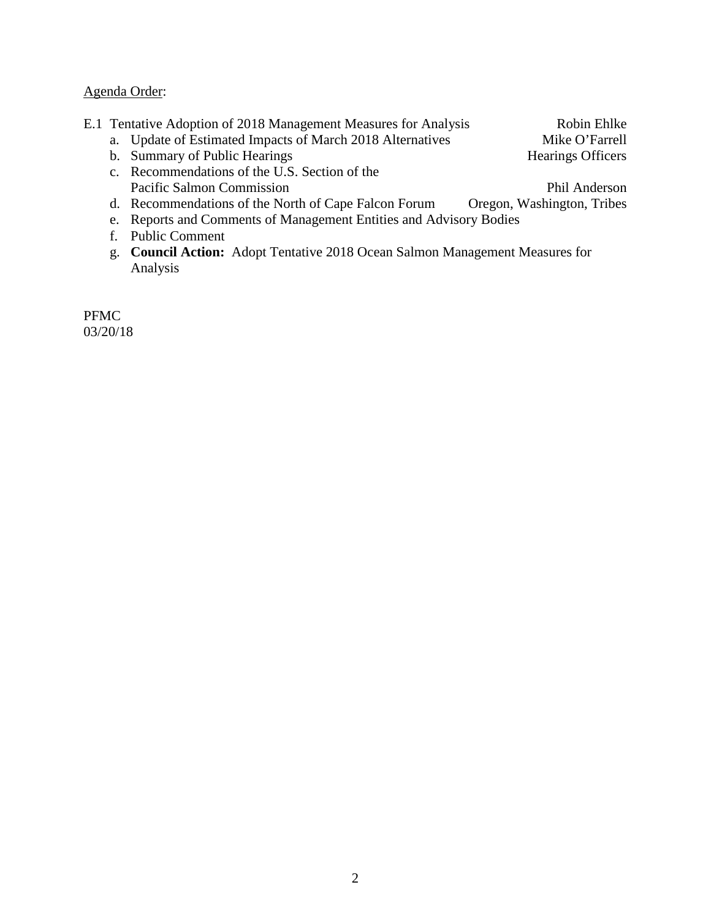Agenda Order:

E.1 Tentative Adoption of 2018 Management Measures for Analysis — Robin Ehlke

a. Update of Estimated Impacts of March 2018 Alternatives — Mike O'Farrell
b. Summary of Public Hearings — Hearings Officers
c. Recommendations of the U.S. Section of the Pacific Salmon Commission — Phil Anderson
d. Recommendations of the North of Cape Falcon Forum — Oregon, Washington, Tribes
e. Reports and Comments of Management Entities and Advisory Bodies
f. Public Comment
g. **Council Action:** Adopt Tentative 2018 Ocean Salmon Management Measures for Analysis

PFMC
03/20/18